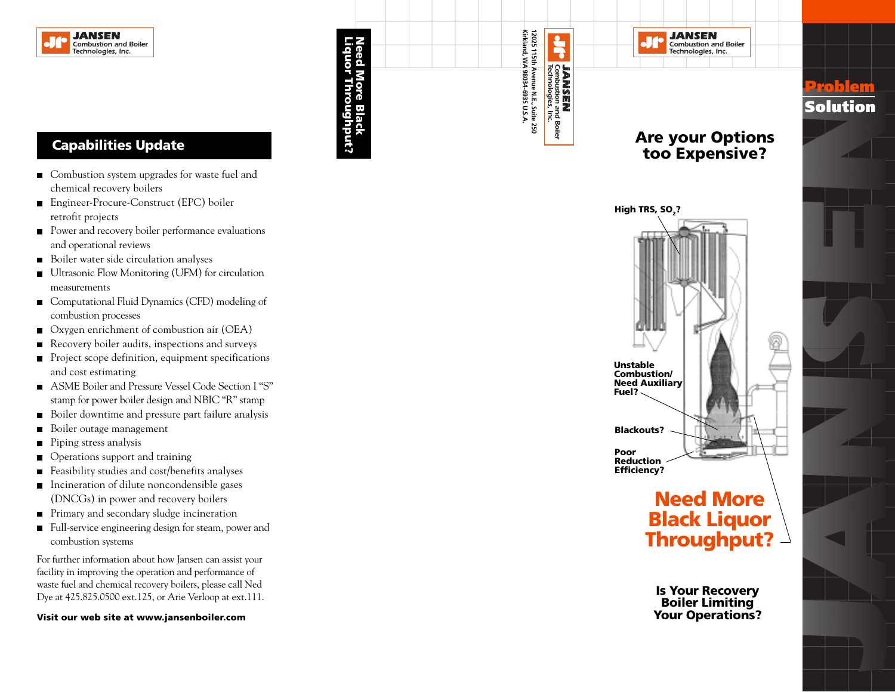**JANSEN** Combustion and Boiler Technologies, Inc.

## Capabilities Update

- Combustion system upgrades for waste fuel and chemical recovery boilers
- Engineer-Procure-Construct (EPC) boiler retrofit projects
- Power and recovery boiler performance evaluations and operational reviews
- Boiler water side circulation analyses
- Ultrasonic Flow Monitoring (UFM) for circulation measurements
- Computational Fluid Dynamics (CFD) modeling of combustion processes
- Oxygen enrichment of combustion air (OEA)
- Recovery boiler audits, inspections and surveys
- Project scope definition, equipment specifications and cost estimating
- ASME Boiler and Pressure Vessel Code Section I "S" stamp for power boiler design and NBIC "R" stamp
- Boiler downtime and pressure part failure analysis
- Boiler outage management
- Piping stress analysis
- Operations support and training
- Feasibility studies and cost/benefits analyses
- Incineration of dilute noncondensible gases (DNCGs) in power and recovery boilers
- Primary and secondary sludge incineration
- Full-service engineering design for steam, power and combustion systems

For further information about how Jansen can assist your facility in improving the operation and performance of waste fuel and chemical recovery boilers, please call Ned Dye at 425.825.0500 ext.125, or Arie Verloop at ext.111.

**Visit our web site at www.jansenboiler.com**

**Need More Black Liquor Throughput?**

**JANSEN** Combustion and Boiler Technologies, Inc.
12025 115th Avenue N.E., Suite 250
Kirkland, WA 98034-6935 U.S.A.

**JANSEN** Combustion and Boiler Technologies, Inc.

**Problem**
**Solution**

## Are your Options too Expensive?

High TRS, $SO_2$?

Unstable Combustion/ Need Auxiliary Fuel?

Blackouts?

Poor Reduction Efficiency?

# Need More Black Liquor Throughput?

### Is Your Recovery Boiler Limiting Your Operations?

JANSEN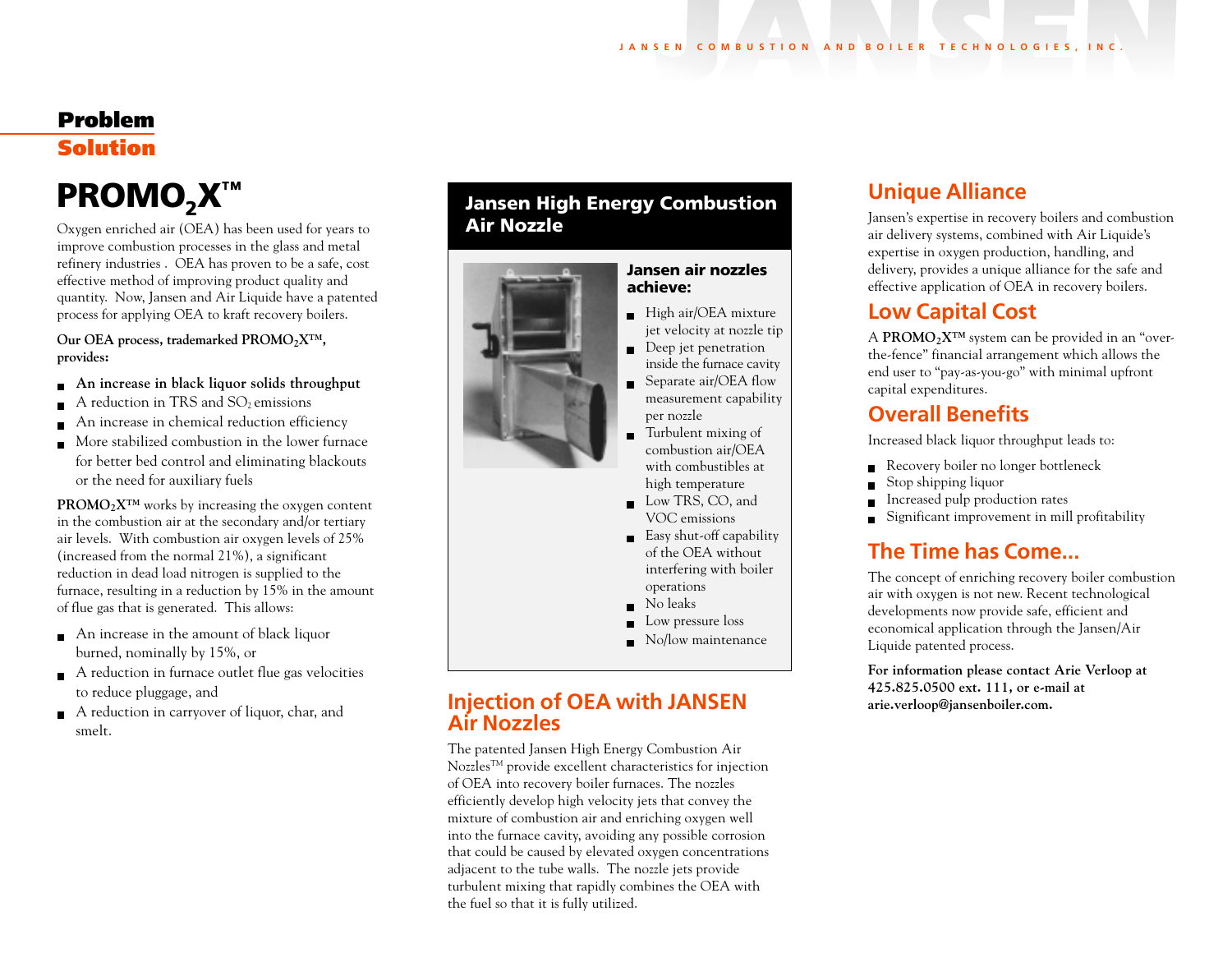## Problem

## Solution

# PROMO$_2$X™

Oxygen enriched air (OEA) has been used for years to improve combustion processes in the glass and metal refinery industries . OEA has proven to be a safe, cost effective method of improving product quality and quantity. Now, Jansen and Air Liquide have a patented process for applying OEA to kraft recovery boilers.

**Our OEA process, trademarked PROMO$_2$X™, provides:**

- **An increase in black liquor solids throughput**
- A reduction in TRS and $SO_2$ emissions
- An increase in chemical reduction efficiency
- More stabilized combustion in the lower furnace for better bed control and eliminating blackouts or the need for auxiliary fuels

**PROMO$_2$X™** works by increasing the oxygen content in the combustion air at the secondary and/or tertiary air levels. With combustion air oxygen levels of 25% (increased from the normal 21%), a significant reduction in dead load nitrogen is supplied to the furnace, resulting in a reduction by 15% in the amount of flue gas that is generated. This allows:

- An increase in the amount of black liquor burned, nominally by 15%, or
- A reduction in furnace outlet flue gas velocities to reduce pluggage, and
- A reduction in carryover of liquor, char, and smelt.

## Jansen High Energy Combustion Air Nozzle

**Jansen air nozzles achieve:**

- High air/OEA mixture jet velocity at nozzle tip
- Deep jet penetration inside the furnace cavity
- Separate air/OEA flow measurement capability per nozzle
- Turbulent mixing of combustion air/OEA with combustibles at high temperature
- Low TRS, CO, and VOC emissions
- Easy shut-off capability of the OEA without interfering with boiler operations
- No leaks
- Low pressure loss
- No/low maintenance

## Injection of OEA with JANSEN Air Nozzles

The patented Jansen High Energy Combustion Air Nozzles™ provide excellent characteristics for injection of OEA into recovery boiler furnaces. The nozzles efficiently develop high velocity jets that convey the mixture of combustion air and enriching oxygen well into the furnace cavity, avoiding any possible corrosion that could be caused by elevated oxygen concentrations adjacent to the tube walls. The nozzle jets provide turbulent mixing that rapidly combines the OEA with the fuel so that it is fully utilized.

## Unique Alliance

Jansen's expertise in recovery boilers and combustion air delivery systems, combined with Air Liquide's expertise in oxygen production, handling, and delivery, provides a unique alliance for the safe and effective application of OEA in recovery boilers.

## Low Capital Cost

A **PROMO$_2$X™** system can be provided in an "over-the-fence" financial arrangement which allows the end user to "pay-as-you-go" with minimal upfront capital expenditures.

## Overall Benefits

Increased black liquor throughput leads to:

- Recovery boiler no longer bottleneck
- Stop shipping liquor
- Increased pulp production rates
- Significant improvement in mill profitability

## The Time has Come...

The concept of enriching recovery boiler combustion air with oxygen is not new. Recent technological developments now provide safe, efficient and economical application through the Jansen/Air Liquide patented process.

**For information please contact Arie Verloop at 425.825.0500 ext. 111, or e-mail at arie.verloop@jansenboiler.com.**